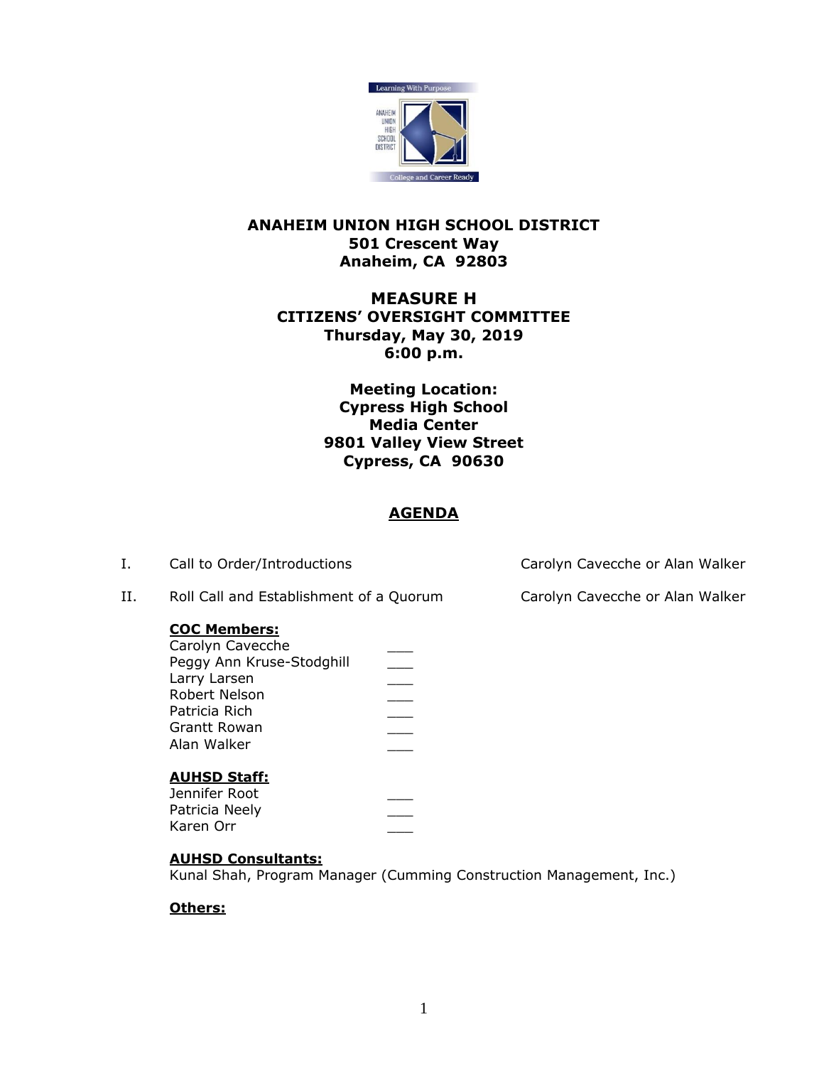# ANAHEIM UNION HIGH SCHOOL DISTRICT

**501 Crescent Way**
**Anaheim, CA 92803**

## MEASURE H
## CITIZENS' OVERSIGHT COMMITTEE

**Thursday, May 30, 2019**
**6:00 p.m.**

**Meeting Location:**
**Cypress High School**
**Media Center**
**9801 Valley View Street**
**Cypress, CA 90630**

## AGENDA

I. Call to Order/Introductions — Carolyn Cavecche or Alan Walker

II. Roll Call and Establishment of a Quorum — Carolyn Cavecche or Alan Walker

**COC Members:**

Carolyn Cavecche ___
Peggy Ann Kruse-Stodghill ___
Larry Larsen ___
Robert Nelson ___
Patricia Rich ___
Grantt Rowan ___
Alan Walker ___

**AUHSD Staff:**

Jennifer Root ___
Patricia Neely ___
Karen Orr ___

**AUHSD Consultants:**

Kunal Shah, Program Manager (Cumming Construction Management, Inc.)

**Others:**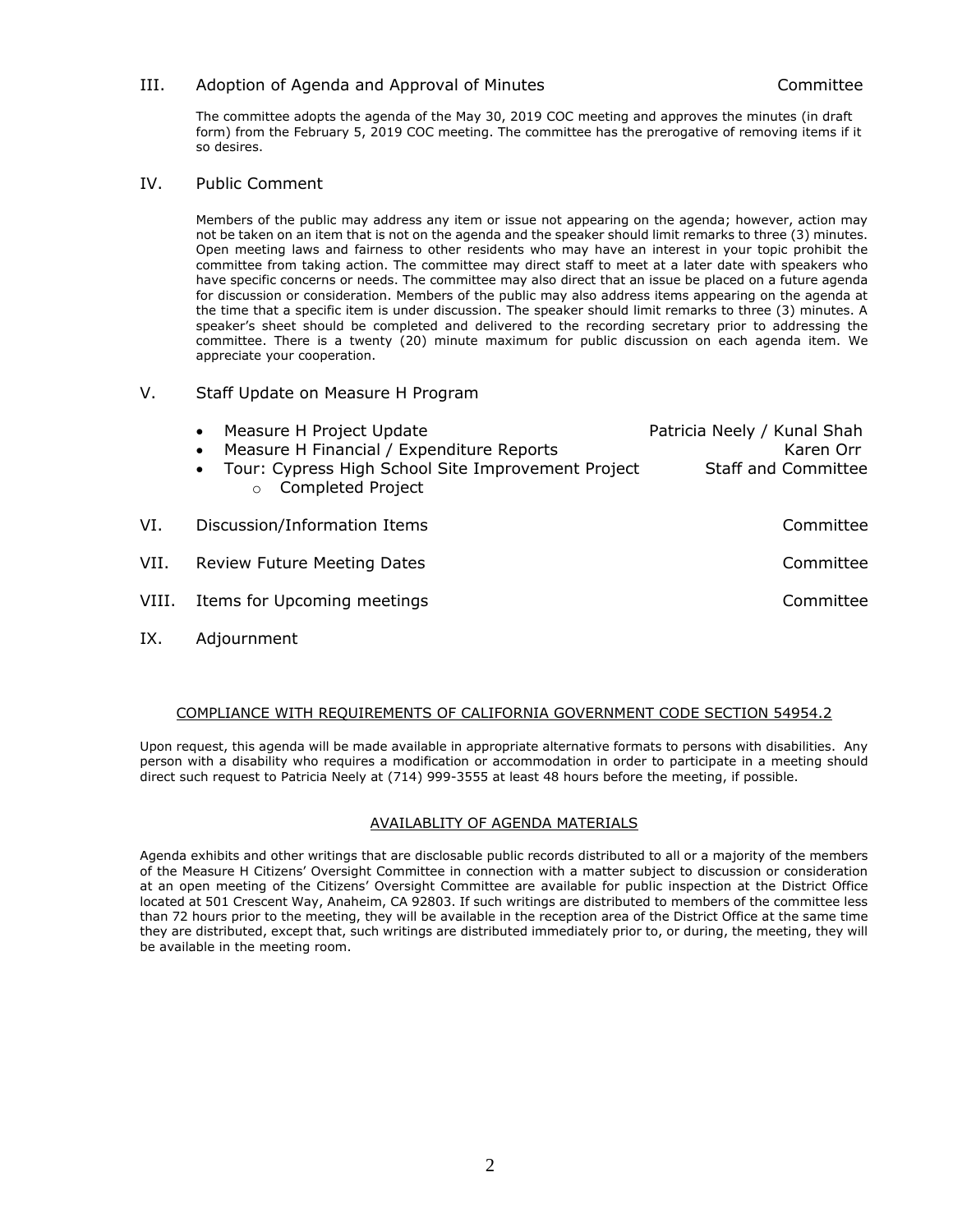## III. Adoption of Agenda and Approval of Minutes — Committee

The committee adopts the agenda of the May 30, 2019 COC meeting and approves the minutes (in draft form) from the February 5, 2019 COC meeting. The committee has the prerogative of removing items if it so desires.

## IV. Public Comment

Members of the public may address any item or issue not appearing on the agenda; however, action may not be taken on an item that is not on the agenda and the speaker should limit remarks to three (3) minutes. Open meeting laws and fairness to other residents who may have an interest in your topic prohibit the committee from taking action. The committee may direct staff to meet at a later date with speakers who have specific concerns or needs. The committee may also direct that an issue be placed on a future agenda for discussion or consideration. Members of the public may also address items appearing on the agenda at the time that a specific item is under discussion. The speaker should limit remarks to three (3) minutes. A speaker's sheet should be completed and delivered to the recording secretary prior to addressing the committee. There is a twenty (20) minute maximum for public discussion on each agenda item. We appreciate your cooperation.

## V. Staff Update on Measure H Program

- Measure H Project Update — Patricia Neely / Kunal Shah
- Measure H Financial / Expenditure Reports — Karen Orr
- Tour: Cypress High School Site Improvement Project — Staff and Committee
  - Completed Project

## VI. Discussion/Information Items — Committee

## VII. Review Future Meeting Dates — Committee

## VIII. Items for Upcoming meetings — Committee

## IX. Adjournment

### COMPLIANCE WITH REQUIREMENTS OF CALIFORNIA GOVERNMENT CODE SECTION 54954.2

Upon request, this agenda will be made available in appropriate alternative formats to persons with disabilities. Any person with a disability who requires a modification or accommodation in order to participate in a meeting should direct such request to Patricia Neely at (714) 999-3555 at least 48 hours before the meeting, if possible.

### AVAILABLITY OF AGENDA MATERIALS

Agenda exhibits and other writings that are disclosable public records distributed to all or a majority of the members of the Measure H Citizens' Oversight Committee in connection with a matter subject to discussion or consideration at an open meeting of the Citizens' Oversight Committee are available for public inspection at the District Office located at 501 Crescent Way, Anaheim, CA 92803. If such writings are distributed to members of the committee less than 72 hours prior to the meeting, they will be available in the reception area of the District Office at the same time they are distributed, except that, such writings are distributed immediately prior to, or during, the meeting, they will be available in the meeting room.